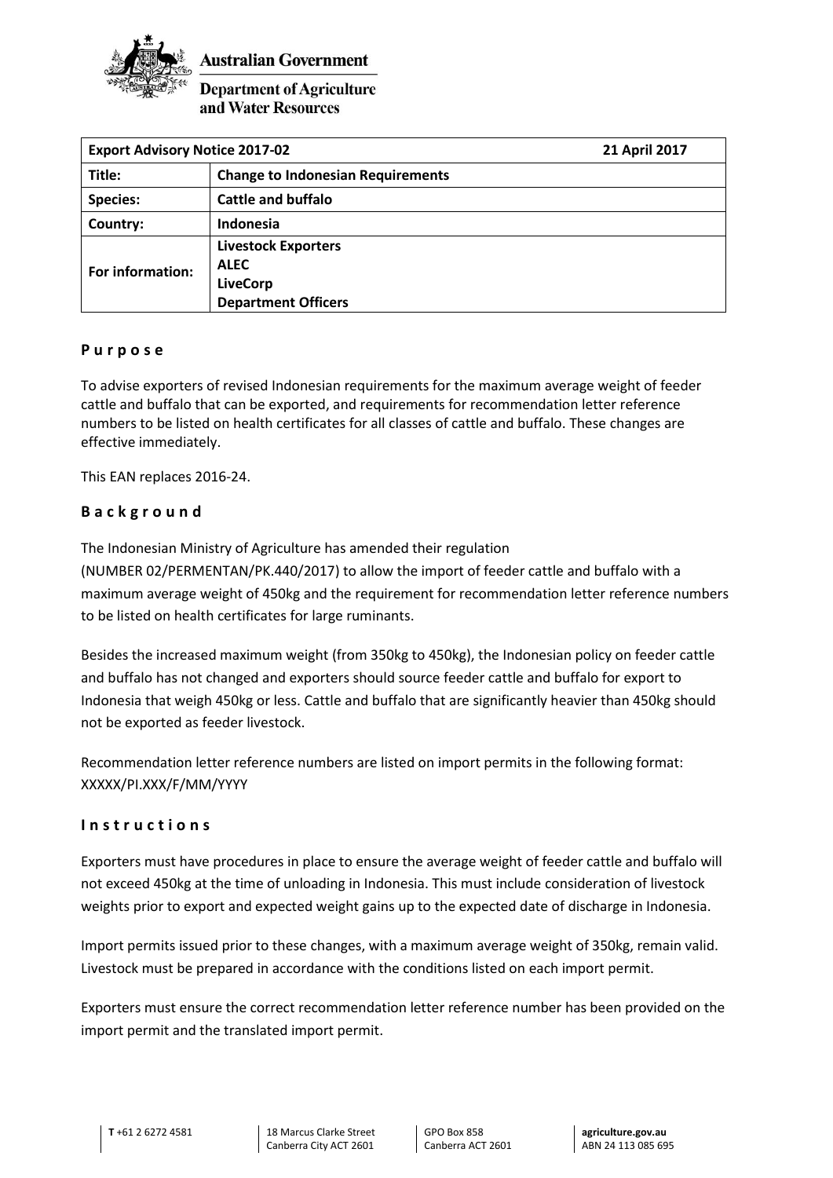**Australian Government**

**Department of Agriculture and Water Resources**

| **Export Advisory Notice 2017-02** | **21 April 2017** |
|---|---|
| **Title:** | **Change to Indonesian Requirements** |
| **Species:** | **Cattle and buffalo** |
| **Country:** | **Indonesia** |
| **For information:** | **Livestock Exporters**<br>**ALEC**<br>**LiveCorp**<br>**Department Officers** |

## Purpose

To advise exporters of revised Indonesian requirements for the maximum average weight of feeder cattle and buffalo that can be exported, and requirements for recommendation letter reference numbers to be listed on health certificates for all classes of cattle and buffalo. These changes are effective immediately.

This EAN replaces 2016-24.

## Background

The Indonesian Ministry of Agriculture has amended their regulation (NUMBER 02/PERMENTAN/PK.440/2017) to allow the import of feeder cattle and buffalo with a maximum average weight of 450kg and the requirement for recommendation letter reference numbers to be listed on health certificates for large ruminants.

Besides the increased maximum weight (from 350kg to 450kg), the Indonesian policy on feeder cattle and buffalo has not changed and exporters should source feeder cattle and buffalo for export to Indonesia that weigh 450kg or less. Cattle and buffalo that are significantly heavier than 450kg should not be exported as feeder livestock.

Recommendation letter reference numbers are listed on import permits in the following format: XXXXX/PI.XXX/F/MM/YYYY

## Instructions

Exporters must have procedures in place to ensure the average weight of feeder cattle and buffalo will not exceed 450kg at the time of unloading in Indonesia. This must include consideration of livestock weights prior to export and expected weight gains up to the expected date of discharge in Indonesia.

Import permits issued prior to these changes, with a maximum average weight of 350kg, remain valid. Livestock must be prepared in accordance with the conditions listed on each import permit.

Exporters must ensure the correct recommendation letter reference number has been provided on the import permit and the translated import permit.

**T** +61 2 6272 4581 | 18 Marcus Clarke Street Canberra City ACT 2601 | GPO Box 858 Canberra ACT 2601 | **agriculture.gov.au** ABN 24 113 085 695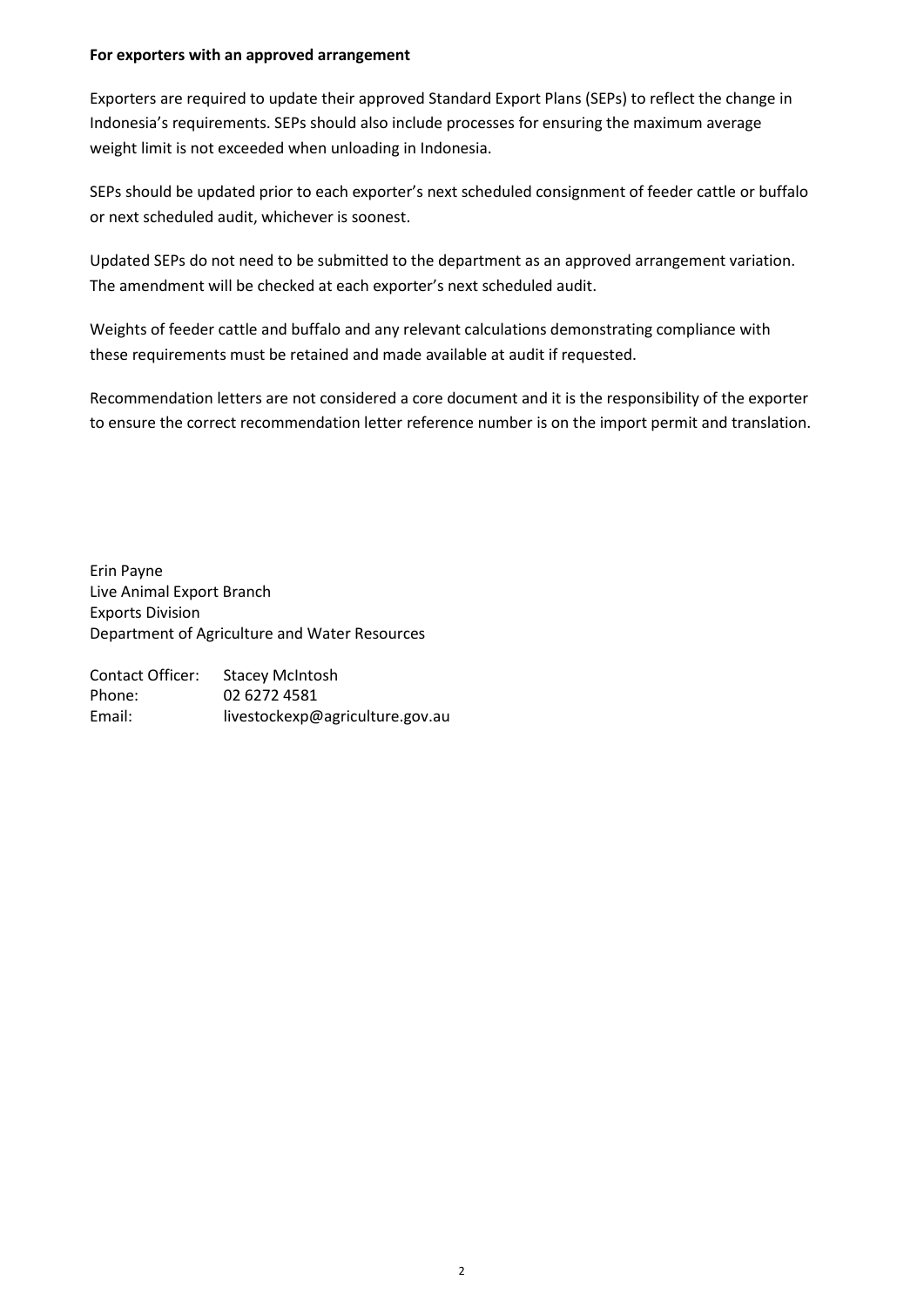**For exporters with an approved arrangement**

Exporters are required to update their approved Standard Export Plans (SEPs) to reflect the change in Indonesia's requirements. SEPs should also include processes for ensuring the maximum average weight limit is not exceeded when unloading in Indonesia.

SEPs should be updated prior to each exporter's next scheduled consignment of feeder cattle or buffalo or next scheduled audit, whichever is soonest.

Updated SEPs do not need to be submitted to the department as an approved arrangement variation. The amendment will be checked at each exporter's next scheduled audit.

Weights of feeder cattle and buffalo and any relevant calculations demonstrating compliance with these requirements must be retained and made available at audit if requested.

Recommendation letters are not considered a core document and it is the responsibility of the exporter to ensure the correct recommendation letter reference number is on the import permit and translation.

Erin Payne
Live Animal Export Branch
Exports Division
Department of Agriculture and Water Resources

Contact Officer: Stacey McIntosh
Phone: 02 6272 4581
Email: livestockexp@agriculture.gov.au